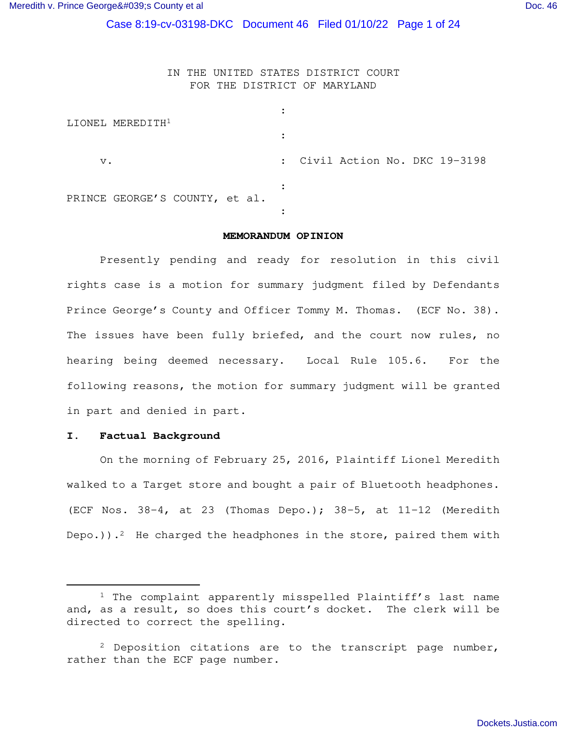IN THE UNITED STATES DISTRICT COURT
FOR THE DISTRICT OF MARYLAND

LIONEL MEREDITH[1]

v. : Civil Action No. DKC 19-3198

PRINCE GEORGE'S COUNTY, et al.

## MEMORANDUM OPINION

Presently pending and ready for resolution in this civil rights case is a motion for summary judgment filed by Defendants Prince George's County and Officer Tommy M. Thomas. (ECF No. 38). The issues have been fully briefed, and the court now rules, no hearing being deemed necessary. Local Rule 105.6. For the following reasons, the motion for summary judgment will be granted in part and denied in part.

### I. Factual Background

On the morning of February 25, 2016, Plaintiff Lionel Meredith walked to a Target store and bought a pair of Bluetooth headphones. (ECF Nos. 38-4, at 23 (Thomas Depo.); 38-5, at 11-12 (Meredith Depo.)).[2] He charged the headphones in the store, paired them with

[1] The complaint apparently misspelled Plaintiff's last name and, as a result, so does this court's docket. The clerk will be directed to correct the spelling.

[2] Deposition citations are to the transcript page number, rather than the ECF page number.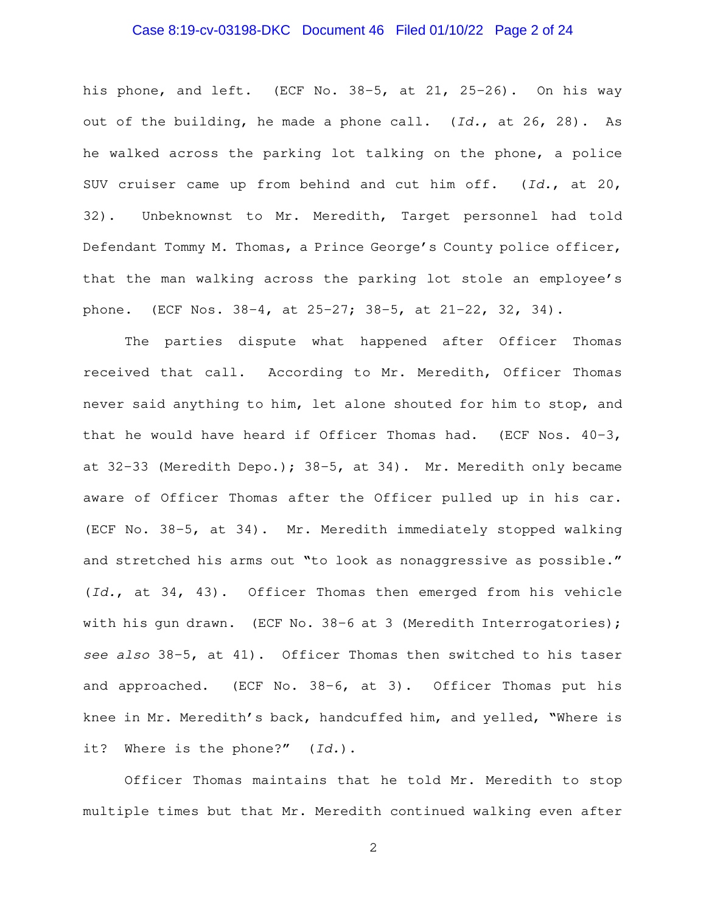his phone, and left. (ECF No. 38-5, at 21, 25-26). On his way out of the building, he made a phone call. (*Id.*, at 26, 28). As he walked across the parking lot talking on the phone, a police SUV cruiser came up from behind and cut him off. (*Id.*, at 20, 32). Unbeknownst to Mr. Meredith, Target personnel had told Defendant Tommy M. Thomas, a Prince George's County police officer, that the man walking across the parking lot stole an employee's phone. (ECF Nos. 38-4, at 25-27; 38-5, at 21-22, 32, 34).

The parties dispute what happened after Officer Thomas received that call. According to Mr. Meredith, Officer Thomas never said anything to him, let alone shouted for him to stop, and that he would have heard if Officer Thomas had. (ECF Nos. 40-3, at 32-33 (Meredith Depo.); 38-5, at 34). Mr. Meredith only became aware of Officer Thomas after the Officer pulled up in his car. (ECF No. 38-5, at 34). Mr. Meredith immediately stopped walking and stretched his arms out "to look as nonaggressive as possible." (*Id.*, at 34, 43). Officer Thomas then emerged from his vehicle with his gun drawn. (ECF No. 38-6 at 3 (Meredith Interrogatories); *see also* 38-5, at 41). Officer Thomas then switched to his taser and approached. (ECF No. 38-6, at 3). Officer Thomas put his knee in Mr. Meredith's back, handcuffed him, and yelled, "Where is it? Where is the phone?" (*Id.*).

Officer Thomas maintains that he told Mr. Meredith to stop multiple times but that Mr. Meredith continued walking even after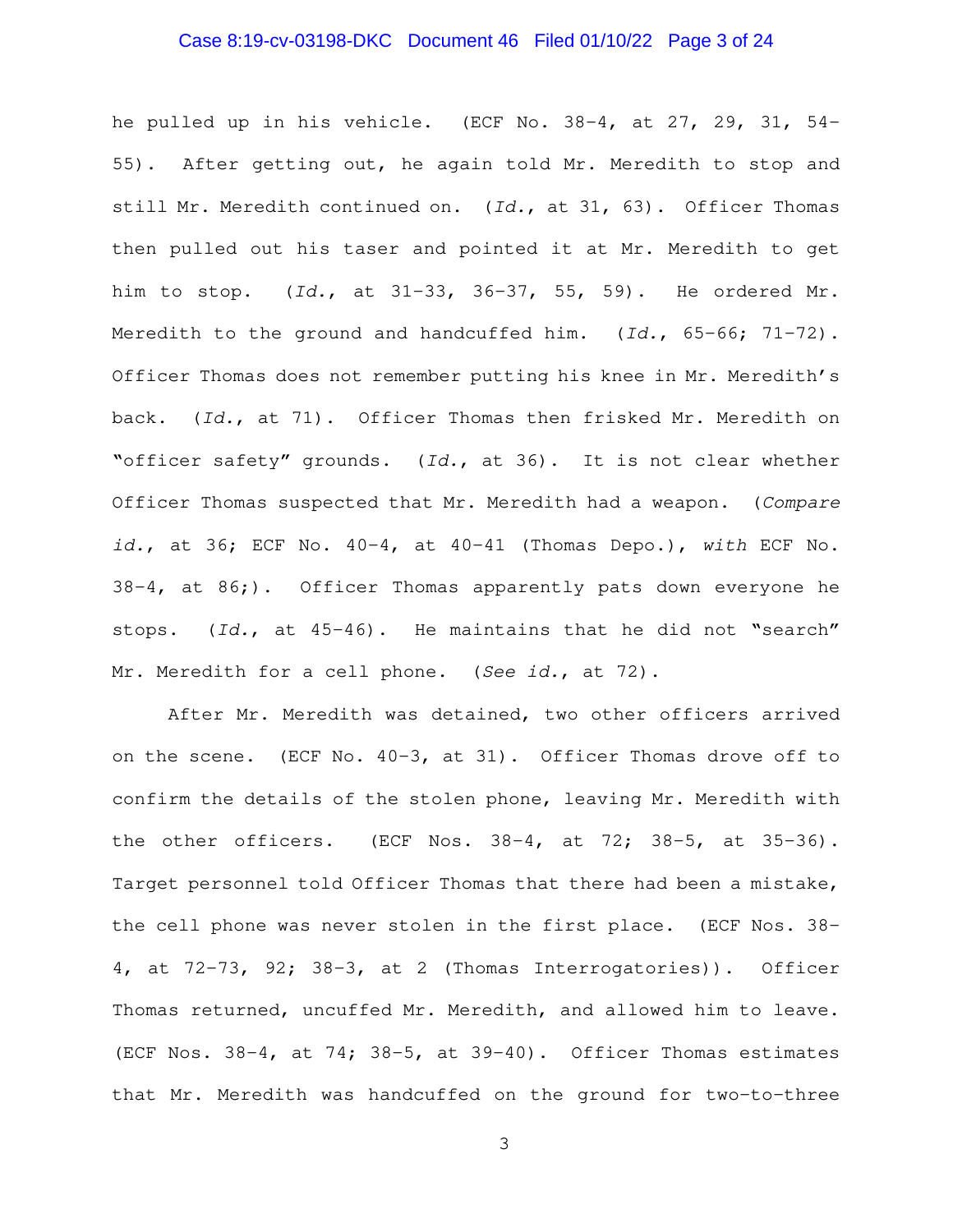he pulled up in his vehicle. (ECF No. 38-4, at 27, 29, 31, 54-55). After getting out, he again told Mr. Meredith to stop and still Mr. Meredith continued on. (*Id.*, at 31, 63). Officer Thomas then pulled out his taser and pointed it at Mr. Meredith to get him to stop. (*Id.*, at 31-33, 36-37, 55, 59). He ordered Mr. Meredith to the ground and handcuffed him. (*Id.*, 65-66; 71-72). Officer Thomas does not remember putting his knee in Mr. Meredith's back. (*Id.*, at 71). Officer Thomas then frisked Mr. Meredith on "officer safety" grounds. (*Id.*, at 36). It is not clear whether Officer Thomas suspected that Mr. Meredith had a weapon. (*Compare id.*, at 36; ECF No. 40-4, at 40-41 (Thomas Depo.), *with* ECF No. 38-4, at 86;). Officer Thomas apparently pats down everyone he stops. (*Id.*, at 45-46). He maintains that he did not "search" Mr. Meredith for a cell phone. (*See id.*, at 72).

After Mr. Meredith was detained, two other officers arrived on the scene. (ECF No. 40-3, at 31). Officer Thomas drove off to confirm the details of the stolen phone, leaving Mr. Meredith with the other officers. (ECF Nos. 38-4, at 72; 38-5, at 35-36). Target personnel told Officer Thomas that there had been a mistake, the cell phone was never stolen in the first place. (ECF Nos. 38-4, at 72-73, 92; 38-3, at 2 (Thomas Interrogatories)). Officer Thomas returned, uncuffed Mr. Meredith, and allowed him to leave. (ECF Nos. 38-4, at 74; 38-5, at 39-40). Officer Thomas estimates that Mr. Meredith was handcuffed on the ground for two-to-three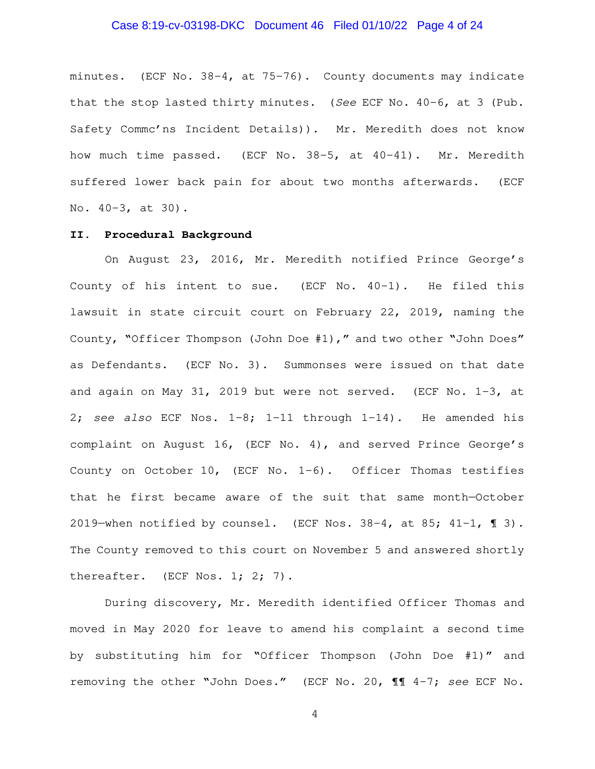minutes. (ECF No. 38-4, at 75-76). County documents may indicate that the stop lasted thirty minutes. (*See* ECF No. 40-6, at 3 (Pub. Safety Commc'ns Incident Details)). Mr. Meredith does not know how much time passed. (ECF No. 38-5, at 40-41). Mr. Meredith suffered lower back pain for about two months afterwards. (ECF No. 40-3, at 30).

## II. Procedural Background

On August 23, 2016, Mr. Meredith notified Prince George's County of his intent to sue. (ECF No. 40-1). He filed this lawsuit in state circuit court on February 22, 2019, naming the County, "Officer Thompson (John Doe #1)," and two other "John Does" as Defendants. (ECF No. 3). Summonses were issued on that date and again on May 31, 2019 but were not served. (ECF No. 1-3, at 2; *see also* ECF Nos. 1-8; 1-11 through 1-14). He amended his complaint on August 16, (ECF No. 4), and served Prince George's County on October 10, (ECF No. 1-6). Officer Thomas testifies that he first became aware of the suit that same month—October 2019—when notified by counsel. (ECF Nos. 38-4, at 85; 41-1, ¶ 3). The County removed to this court on November 5 and answered shortly thereafter. (ECF Nos. 1; 2; 7).

During discovery, Mr. Meredith identified Officer Thomas and moved in May 2020 for leave to amend his complaint a second time by substituting him for "Officer Thompson (John Doe #1)" and removing the other "John Does." (ECF No. 20, ¶¶ 4-7; *see* ECF No.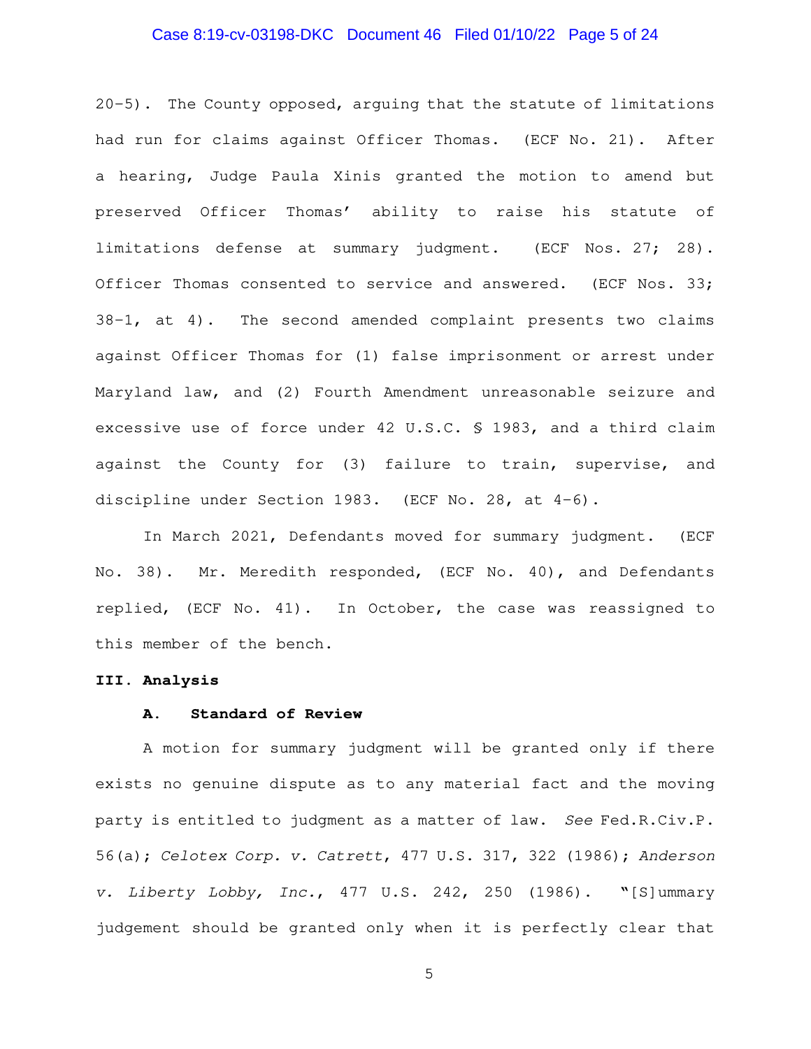20-5). The County opposed, arguing that the statute of limitations had run for claims against Officer Thomas. (ECF No. 21). After a hearing, Judge Paula Xinis granted the motion to amend but preserved Officer Thomas' ability to raise his statute of limitations defense at summary judgment. (ECF Nos. 27; 28). Officer Thomas consented to service and answered. (ECF Nos. 33; 38-1, at 4). The second amended complaint presents two claims against Officer Thomas for (1) false imprisonment or arrest under Maryland law, and (2) Fourth Amendment unreasonable seizure and excessive use of force under 42 U.S.C. § 1983, and a third claim against the County for (3) failure to train, supervise, and discipline under Section 1983. (ECF No. 28, at 4-6).

In March 2021, Defendants moved for summary judgment. (ECF No. 38). Mr. Meredith responded, (ECF No. 40), and Defendants replied, (ECF No. 41). In October, the case was reassigned to this member of the bench.

## III. Analysis

### A. Standard of Review

A motion for summary judgment will be granted only if there exists no genuine dispute as to any material fact and the moving party is entitled to judgment as a matter of law. *See* Fed.R.Civ.P. 56(a); *Celotex Corp. v. Catrett*, 477 U.S. 317, 322 (1986); *Anderson v. Liberty Lobby, Inc.*, 477 U.S. 242, 250 (1986). "[S]ummary judgement should be granted only when it is perfectly clear that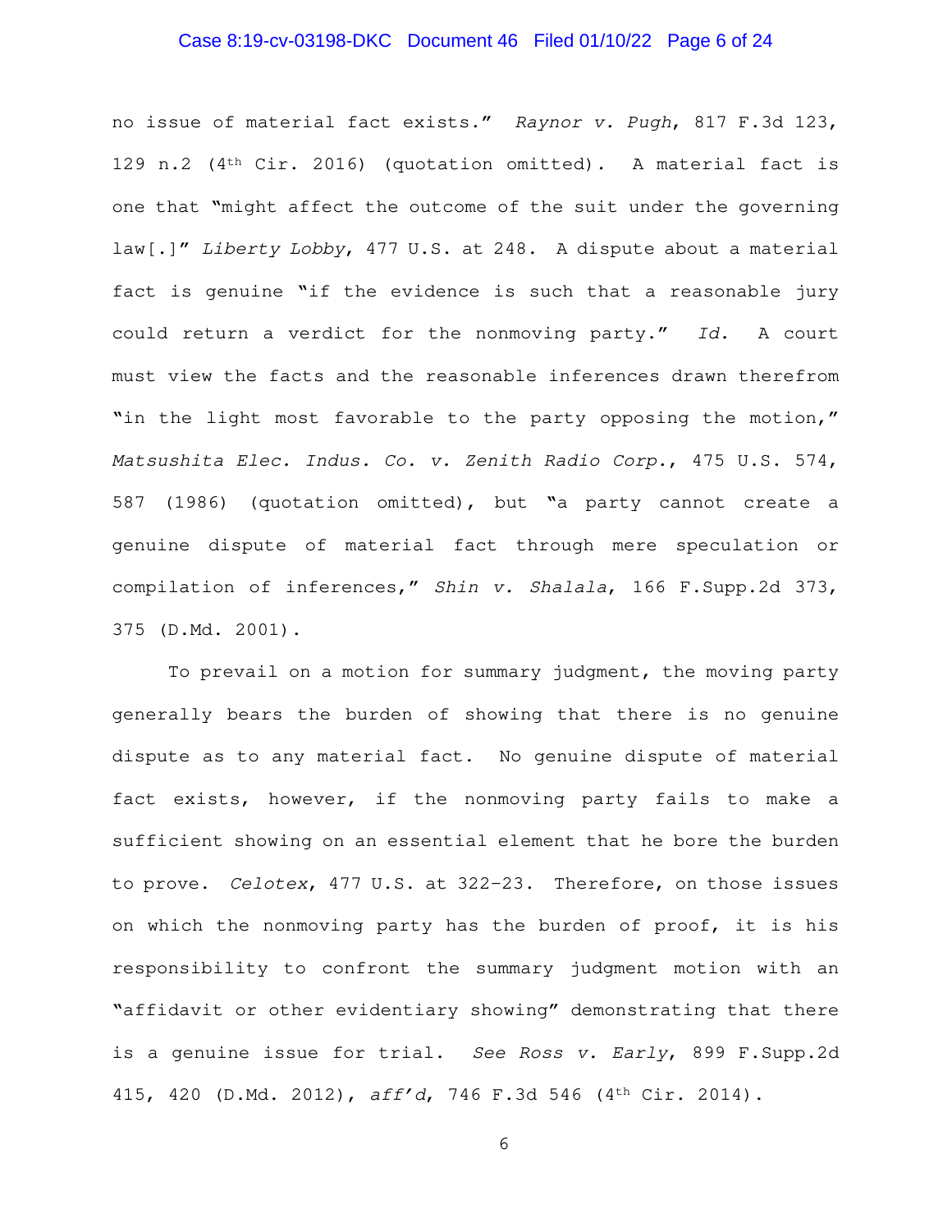no issue of material fact exists." *Raynor v. Pugh*, 817 F.3d 123, 129 n.2 (4th Cir. 2016) (quotation omitted). A material fact is one that "might affect the outcome of the suit under the governing law[.]" *Liberty Lobby*, 477 U.S. at 248. A dispute about a material fact is genuine "if the evidence is such that a reasonable jury could return a verdict for the nonmoving party." *Id.* A court must view the facts and the reasonable inferences drawn therefrom "in the light most favorable to the party opposing the motion," *Matsushita Elec. Indus. Co. v. Zenith Radio Corp.*, 475 U.S. 574, 587 (1986) (quotation omitted), but "a party cannot create a genuine dispute of material fact through mere speculation or compilation of inferences," *Shin v. Shalala*, 166 F.Supp.2d 373, 375 (D.Md. 2001).

To prevail on a motion for summary judgment, the moving party generally bears the burden of showing that there is no genuine dispute as to any material fact. No genuine dispute of material fact exists, however, if the nonmoving party fails to make a sufficient showing on an essential element that he bore the burden to prove. *Celotex*, 477 U.S. at 322–23. Therefore, on those issues on which the nonmoving party has the burden of proof, it is his responsibility to confront the summary judgment motion with an "affidavit or other evidentiary showing" demonstrating that there is a genuine issue for trial. *See Ross v. Early*, 899 F.Supp.2d 415, 420 (D.Md. 2012), *aff'd*, 746 F.3d 546 (4th Cir. 2014).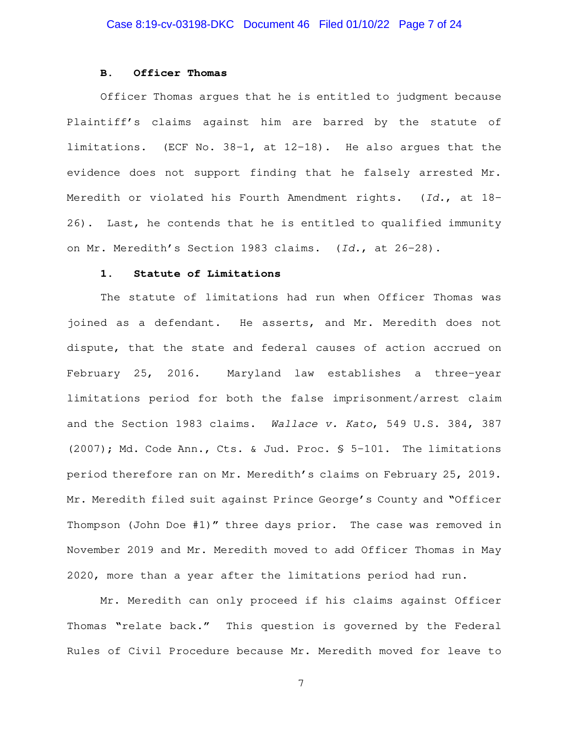### B. Officer Thomas

Officer Thomas argues that he is entitled to judgment because Plaintiff's claims against him are barred by the statute of limitations. (ECF No. 38-1, at 12-18). He also argues that the evidence does not support finding that he falsely arrested Mr. Meredith or violated his Fourth Amendment rights. (*Id.*, at 18-26). Last, he contends that he is entitled to qualified immunity on Mr. Meredith's Section 1983 claims. (*Id.*, at 26-28).

#### 1. Statute of Limitations

The statute of limitations had run when Officer Thomas was joined as a defendant. He asserts, and Mr. Meredith does not dispute, that the state and federal causes of action accrued on February 25, 2016. Maryland law establishes a three-year limitations period for both the false imprisonment/arrest claim and the Section 1983 claims. *Wallace v. Kato*, 549 U.S. 384, 387 (2007); Md. Code Ann., Cts. & Jud. Proc. § 5-101. The limitations period therefore ran on Mr. Meredith's claims on February 25, 2019. Mr. Meredith filed suit against Prince George's County and "Officer Thompson (John Doe #1)" three days prior. The case was removed in November 2019 and Mr. Meredith moved to add Officer Thomas in May 2020, more than a year after the limitations period had run.

Mr. Meredith can only proceed if his claims against Officer Thomas "relate back." This question is governed by the Federal Rules of Civil Procedure because Mr. Meredith moved for leave to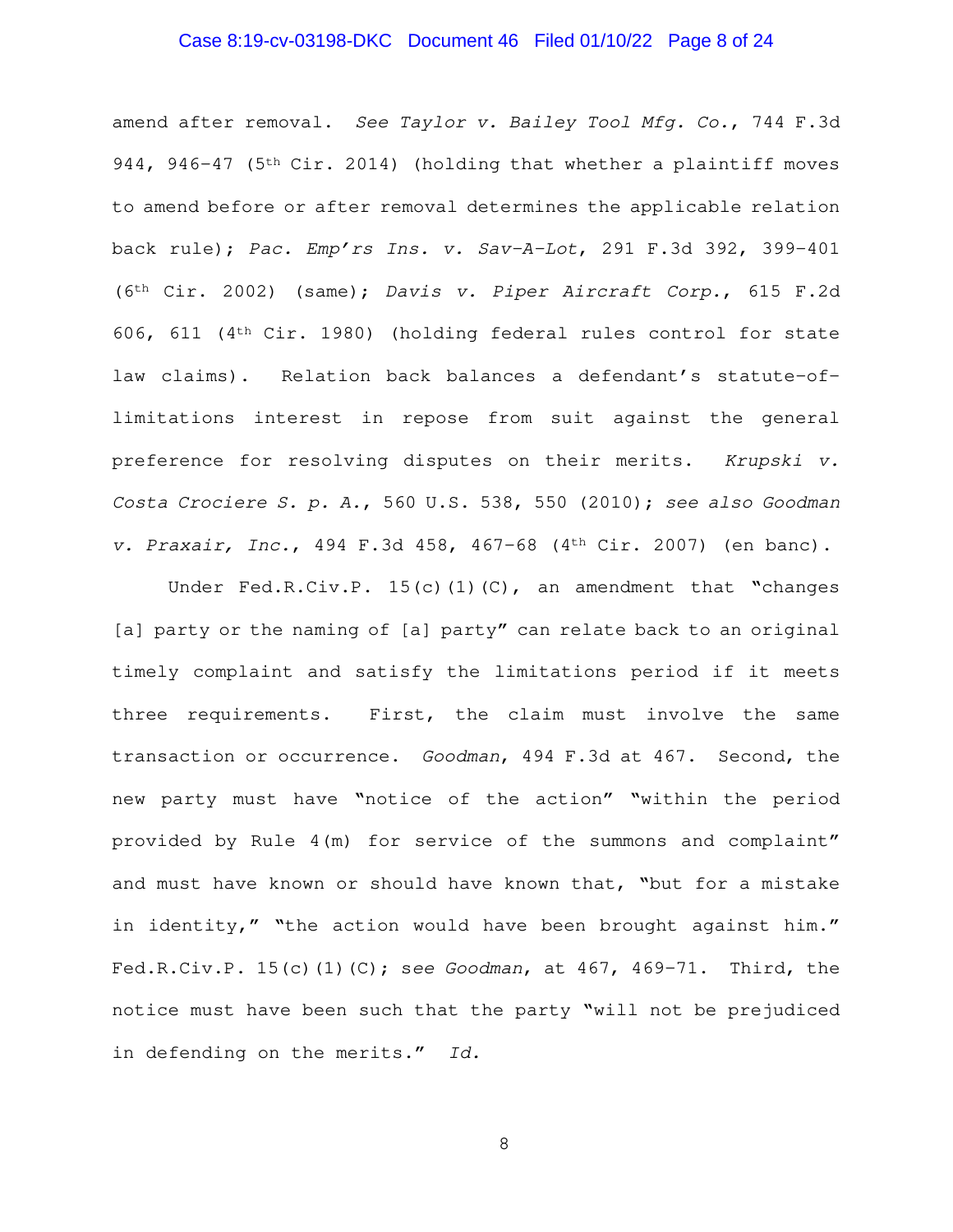amend after removal. *See Taylor v. Bailey Tool Mfg. Co.*, 744 F.3d 944, 946–47 (5th Cir. 2014) (holding that whether a plaintiff moves to amend before or after removal determines the applicable relation back rule); *Pac. Emp'rs Ins. v. Sav–A–Lot*, 291 F.3d 392, 399–401 (6th Cir. 2002) (same); *Davis v. Piper Aircraft Corp.*, 615 F.2d 606, 611 (4th Cir. 1980) (holding federal rules control for state law claims). Relation back balances a defendant's statute-of-limitations interest in repose from suit against the general preference for resolving disputes on their merits. *Krupski v. Costa Crociere S. p. A.*, 560 U.S. 538, 550 (2010); *see also Goodman v. Praxair, Inc.*, 494 F.3d 458, 467–68 (4th Cir. 2007) (en banc).

Under Fed.R.Civ.P. 15(c)(1)(C), an amendment that "changes [a] party or the naming of [a] party" can relate back to an original timely complaint and satisfy the limitations period if it meets three requirements. First, the claim must involve the same transaction or occurrence. *Goodman*, 494 F.3d at 467. Second, the new party must have "notice of the action" "within the period provided by Rule 4(m) for service of the summons and complaint" and must have known or should have known that, "but for a mistake in identity," "the action would have been brought against him." Fed.R.Civ.P. 15(c)(1)(C); *see Goodman*, at 467, 469–71. Third, the notice must have been such that the party "will not be prejudiced in defending on the merits." *Id.*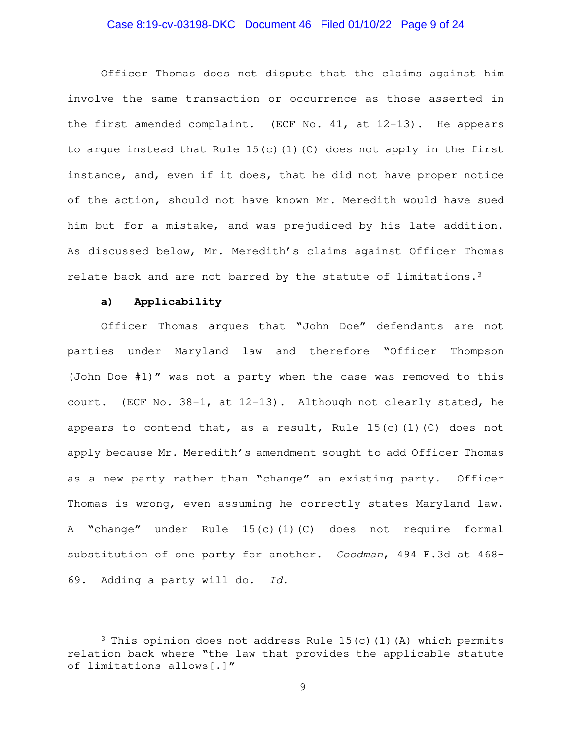Officer Thomas does not dispute that the claims against him involve the same transaction or occurrence as those asserted in the first amended complaint. (ECF No. 41, at 12-13). He appears to argue instead that Rule 15(c)(1)(C) does not apply in the first instance, and, even if it does, that he did not have proper notice of the action, should not have known Mr. Meredith would have sued him but for a mistake, and was prejudiced by his late addition. As discussed below, Mr. Meredith's claims against Officer Thomas relate back and are not barred by the statute of limitations.[3]

**a) Applicability**

Officer Thomas argues that "John Doe" defendants are not parties under Maryland law and therefore "Officer Thompson (John Doe #1)" was not a party when the case was removed to this court. (ECF No. 38-1, at 12-13). Although not clearly stated, he appears to contend that, as a result, Rule 15(c)(1)(C) does not apply because Mr. Meredith's amendment sought to add Officer Thomas as a new party rather than "change" an existing party. Officer Thomas is wrong, even assuming he correctly states Maryland law. A "change" under Rule 15(c)(1)(C) does not require formal substitution of one party for another. *Goodman*, 494 F.3d at 468-69. Adding a party will do. *Id.*

---

[3] This opinion does not address Rule 15(c)(1)(A) which permits relation back where "the law that provides the applicable statute of limitations allows[.]"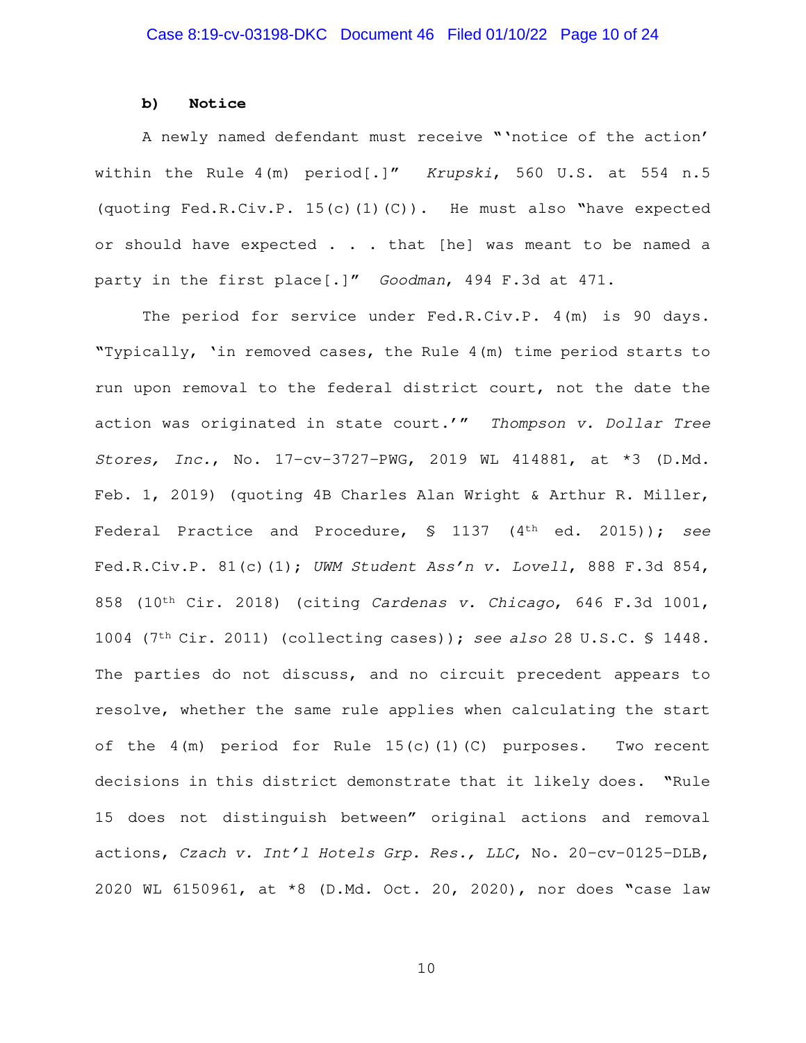**b) Notice**

A newly named defendant must receive "'notice of the action' within the Rule 4(m) period[.]" *Krupski*, 560 U.S. at 554 n.5 (quoting Fed.R.Civ.P. 15(c)(1)(C)). He must also "have expected or should have expected . . . that [he] was meant to be named a party in the first place[.]" *Goodman*, 494 F.3d at 471.

The period for service under Fed.R.Civ.P. 4(m) is 90 days. "Typically, 'in removed cases, the Rule 4(m) time period starts to run upon removal to the federal district court, not the date the action was originated in state court.'" *Thompson v. Dollar Tree Stores, Inc.*, No. 17-cv-3727-PWG, 2019 WL 414881, at *3 (D.Md. Feb. 1, 2019) (quoting 4B Charles Alan Wright & Arthur R. Miller, Federal Practice and Procedure, § 1137 (4th ed. 2015)); *see* Fed.R.Civ.P. 81(c)(1); *UWM Student Ass'n v. Lovell*, 888 F.3d 854, 858 (10th Cir. 2018) (citing *Cardenas v. Chicago*, 646 F.3d 1001, 1004 (7th Cir. 2011) (collecting cases)); *see also* 28 U.S.C. § 1448. The parties do not discuss, and no circuit precedent appears to resolve, whether the same rule applies when calculating the start of the 4(m) period for Rule 15(c)(1)(C) purposes. Two recent decisions in this district demonstrate that it likely does. "Rule 15 does not distinguish between" original actions and removal actions, *Czach v. Int'l Hotels Grp. Res., LLC*, No. 20-cv-0125-DLB, 2020 WL 6150961, at *8 (D.Md. Oct. 20, 2020), nor does "case law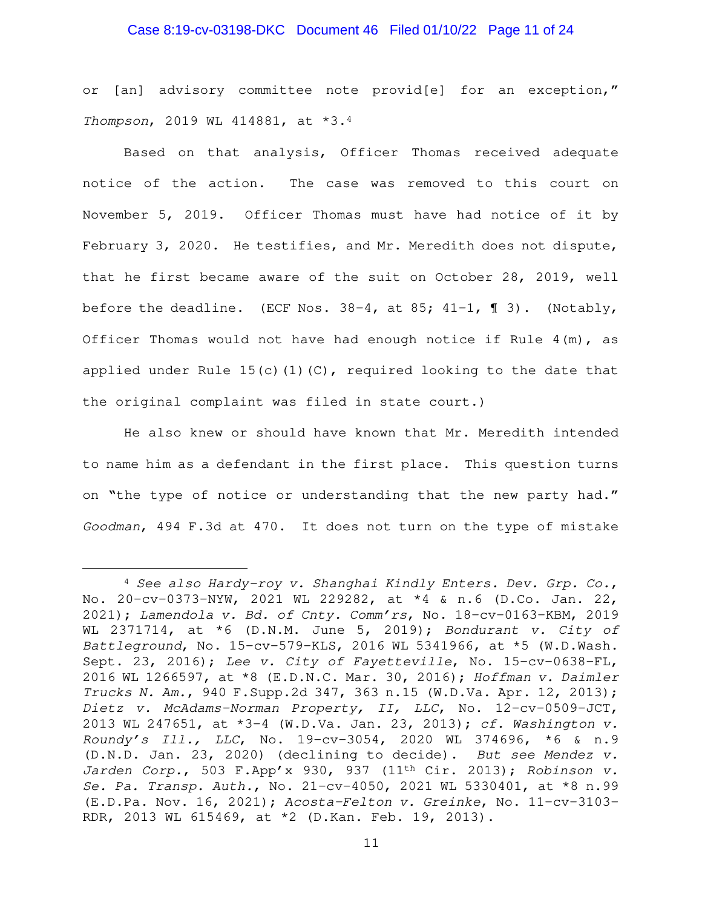or [an] advisory committee note provid[e] for an exception," *Thompson*, 2019 WL 414881, at *3.[4]

Based on that analysis, Officer Thomas received adequate notice of the action. The case was removed to this court on November 5, 2019. Officer Thomas must have had notice of it by February 3, 2020. He testifies, and Mr. Meredith does not dispute, that he first became aware of the suit on October 28, 2019, well before the deadline. (ECF Nos. 38-4, at 85; 41-1, ¶ 3). (Notably, Officer Thomas would not have had enough notice if Rule 4(m), as applied under Rule 15(c)(1)(C), required looking to the date that the original complaint was filed in state court.)

He also knew or should have known that Mr. Meredith intended to name him as a defendant in the first place. This question turns on "the type of notice or understanding that the new party had." *Goodman*, 494 F.3d at 470. It does not turn on the type of mistake

---

[4] *See also Hardy-roy v. Shanghai Kindly Enters. Dev. Grp. Co.*, No. 20-cv-0373-NYW, 2021 WL 229282, at *4 & n.6 (D.Co. Jan. 22, 2021); *Lamendola v. Bd. of Cnty. Comm'rs*, No. 18-cv-0163-KBM, 2019 WL 2371714, at *6 (D.N.M. June 5, 2019); *Bondurant v. City of Battleground*, No. 15-cv-579-KLS, 2016 WL 5341966, at *5 (W.D.Wash. Sept. 23, 2016); *Lee v. City of Fayetteville*, No. 15-cv-0638-FL, 2016 WL 1266597, at *8 (E.D.N.C. Mar. 30, 2016); *Hoffman v. Daimler Trucks N. Am.*, 940 F.Supp.2d 347, 363 n.15 (W.D.Va. Apr. 12, 2013); *Dietz v. McAdams-Norman Property, II, LLC*, No. 12-cv-0509-JCT, 2013 WL 247651, at *3-4 (W.D.Va. Jan. 23, 2013); *cf. Washington v. Roundy's Ill., LLC*, No. 19-cv-3054, 2020 WL 374696, *6 & n.9 (D.N.D. Jan. 23, 2020) (declining to decide). *But see Mendez v. Jarden Corp.*, 503 F.App'x 930, 937 (11th Cir. 2013); *Robinson v. Se. Pa. Transp. Auth.*, No. 21-cv-4050, 2021 WL 5330401, at *8 n.99 (E.D.Pa. Nov. 16, 2021); *Acosta-Felton v. Greinke*, No. 11-cv-3103-RDR, 2013 WL 615469, at *2 (D.Kan. Feb. 19, 2013).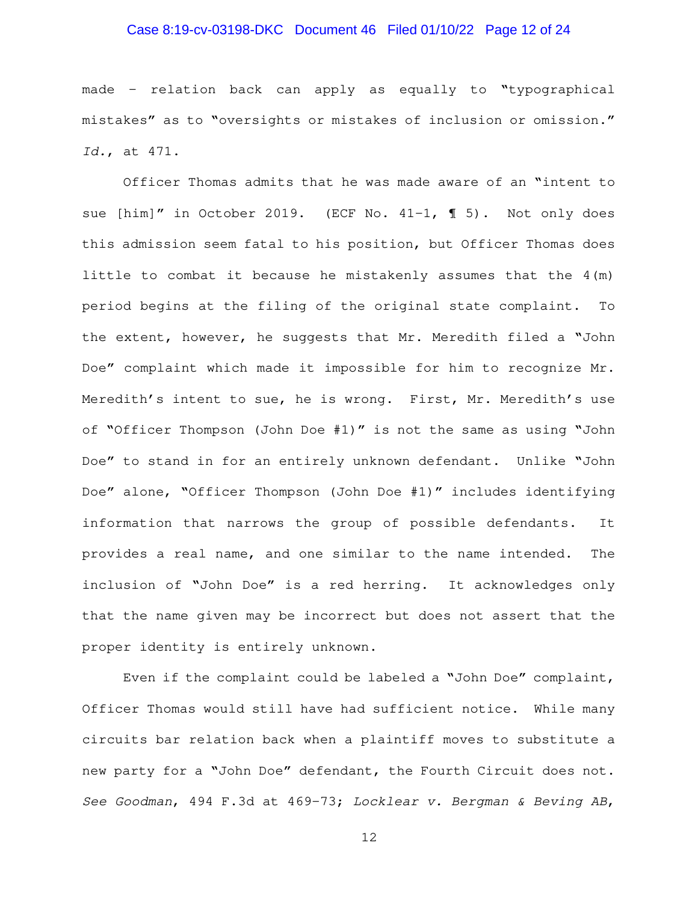made – relation back can apply as equally to "typographical mistakes" as to "oversights or mistakes of inclusion or omission." *Id.*, at 471.

Officer Thomas admits that he was made aware of an "intent to sue [him]" in October 2019. (ECF No. 41-1, ¶ 5). Not only does this admission seem fatal to his position, but Officer Thomas does little to combat it because he mistakenly assumes that the 4(m) period begins at the filing of the original state complaint. To the extent, however, he suggests that Mr. Meredith filed a "John Doe" complaint which made it impossible for him to recognize Mr. Meredith's intent to sue, he is wrong. First, Mr. Meredith's use of "Officer Thompson (John Doe #1)" is not the same as using "John Doe" to stand in for an entirely unknown defendant. Unlike "John Doe" alone, "Officer Thompson (John Doe #1)" includes identifying information that narrows the group of possible defendants. It provides a real name, and one similar to the name intended. The inclusion of "John Doe" is a red herring. It acknowledges only that the name given may be incorrect but does not assert that the proper identity is entirely unknown.

Even if the complaint could be labeled a "John Doe" complaint, Officer Thomas would still have had sufficient notice. While many circuits bar relation back when a plaintiff moves to substitute a new party for a "John Doe" defendant, the Fourth Circuit does not. *See Goodman*, 494 F.3d at 469-73; *Locklear v. Bergman & Beving AB*,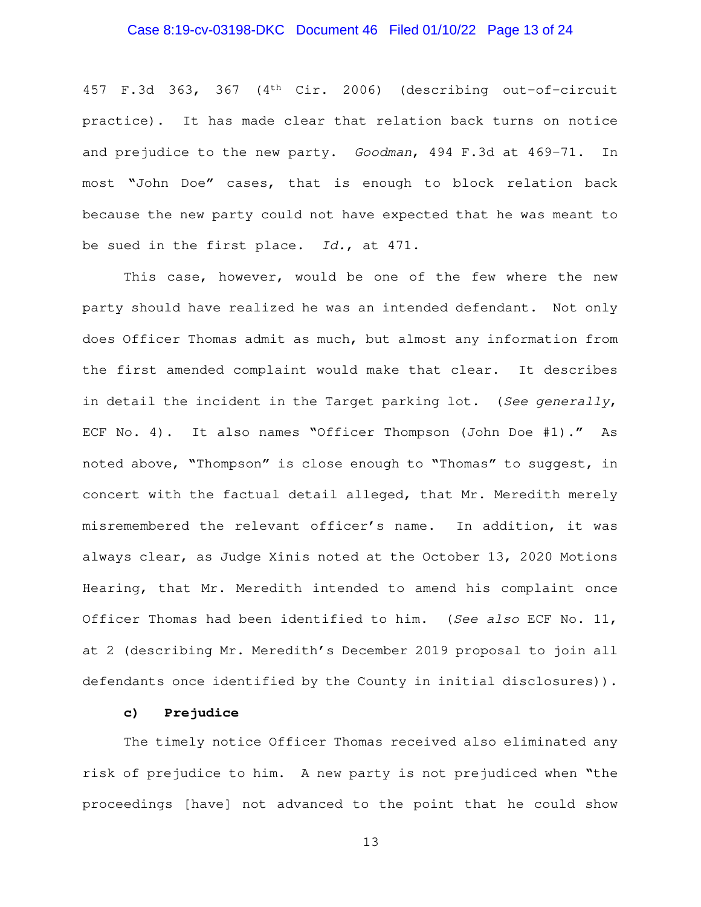457 F.3d 363, 367 (4th Cir. 2006) (describing out-of-circuit practice). It has made clear that relation back turns on notice and prejudice to the new party. *Goodman*, 494 F.3d at 469-71. In most "John Doe" cases, that is enough to block relation back because the new party could not have expected that he was meant to be sued in the first place. *Id.*, at 471.

This case, however, would be one of the few where the new party should have realized he was an intended defendant. Not only does Officer Thomas admit as much, but almost any information from the first amended complaint would make that clear. It describes in detail the incident in the Target parking lot. (*See generally*, ECF No. 4). It also names "Officer Thompson (John Doe #1)." As noted above, "Thompson" is close enough to "Thomas" to suggest, in concert with the factual detail alleged, that Mr. Meredith merely misremembered the relevant officer's name. In addition, it was always clear, as Judge Xinis noted at the October 13, 2020 Motions Hearing, that Mr. Meredith intended to amend his complaint once Officer Thomas had been identified to him. (*See also* ECF No. 11, at 2 (describing Mr. Meredith's December 2019 proposal to join all defendants once identified by the County in initial disclosures)).

**c) Prejudice**

The timely notice Officer Thomas received also eliminated any risk of prejudice to him. A new party is not prejudiced when "the proceedings [have] not advanced to the point that he could show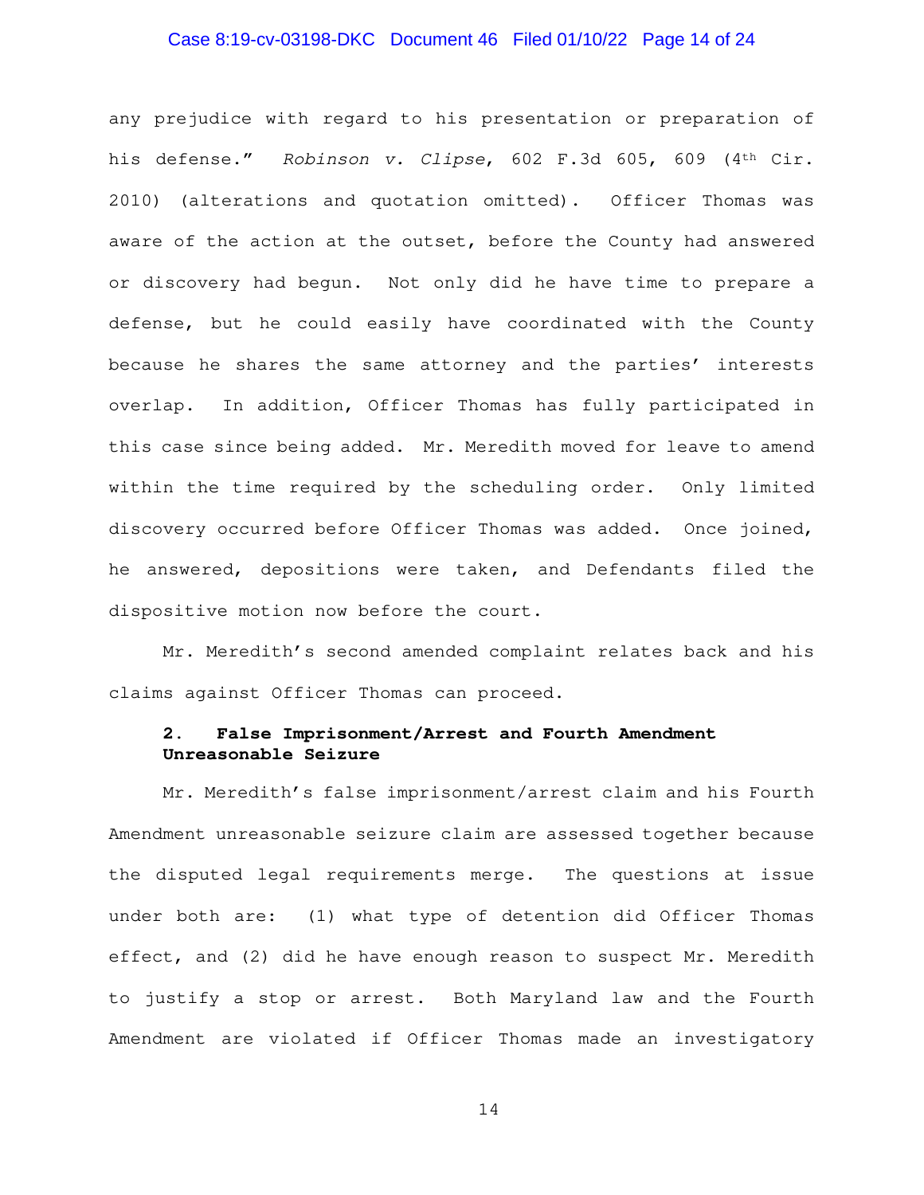any prejudice with regard to his presentation or preparation of his defense." *Robinson v. Clipse*, 602 F.3d 605, 609 (4th Cir. 2010) (alterations and quotation omitted). Officer Thomas was aware of the action at the outset, before the County had answered or discovery had begun. Not only did he have time to prepare a defense, but he could easily have coordinated with the County because he shares the same attorney and the parties' interests overlap. In addition, Officer Thomas has fully participated in this case since being added. Mr. Meredith moved for leave to amend within the time required by the scheduling order. Only limited discovery occurred before Officer Thomas was added. Once joined, he answered, depositions were taken, and Defendants filed the dispositive motion now before the court.

Mr. Meredith's second amended complaint relates back and his claims against Officer Thomas can proceed.

**2. False Imprisonment/Arrest and Fourth Amendment Unreasonable Seizure**

Mr. Meredith's false imprisonment/arrest claim and his Fourth Amendment unreasonable seizure claim are assessed together because the disputed legal requirements merge. The questions at issue under both are: (1) what type of detention did Officer Thomas effect, and (2) did he have enough reason to suspect Mr. Meredith to justify a stop or arrest. Both Maryland law and the Fourth Amendment are violated if Officer Thomas made an investigatory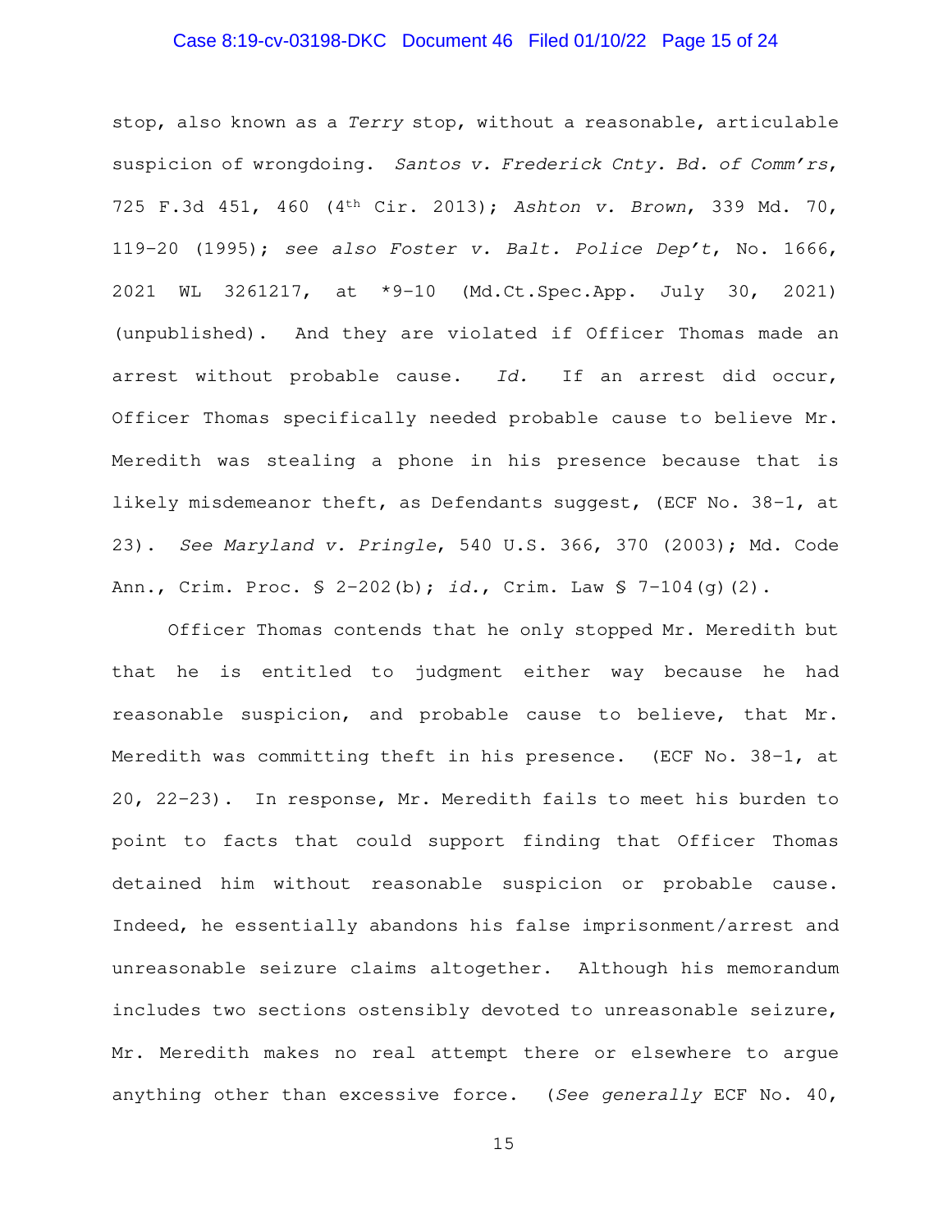stop, also known as a *Terry* stop, without a reasonable, articulable suspicion of wrongdoing. *Santos v. Frederick Cnty. Bd. of Comm'rs*, 725 F.3d 451, 460 (4th Cir. 2013); *Ashton v. Brown*, 339 Md. 70, 119–20 (1995); *see also Foster v. Balt. Police Dep't*, No. 1666, 2021 WL 3261217, at *9–10 (Md.Ct.Spec.App. July 30, 2021) (unpublished). And they are violated if Officer Thomas made an arrest without probable cause. *Id.* If an arrest did occur, Officer Thomas specifically needed probable cause to believe Mr. Meredith was stealing a phone in his presence because that is likely misdemeanor theft, as Defendants suggest, (ECF No. 38-1, at 23). *See Maryland v. Pringle*, 540 U.S. 366, 370 (2003); Md. Code Ann., Crim. Proc. § 2-202(b); *id.*, Crim. Law § 7-104(g)(2).

Officer Thomas contends that he only stopped Mr. Meredith but that he is entitled to judgment either way because he had reasonable suspicion, and probable cause to believe, that Mr. Meredith was committing theft in his presence. (ECF No. 38-1, at 20, 22-23). In response, Mr. Meredith fails to meet his burden to point to facts that could support finding that Officer Thomas detained him without reasonable suspicion or probable cause. Indeed, he essentially abandons his false imprisonment/arrest and unreasonable seizure claims altogether. Although his memorandum includes two sections ostensibly devoted to unreasonable seizure, Mr. Meredith makes no real attempt there or elsewhere to argue anything other than excessive force. (*See generally* ECF No. 40,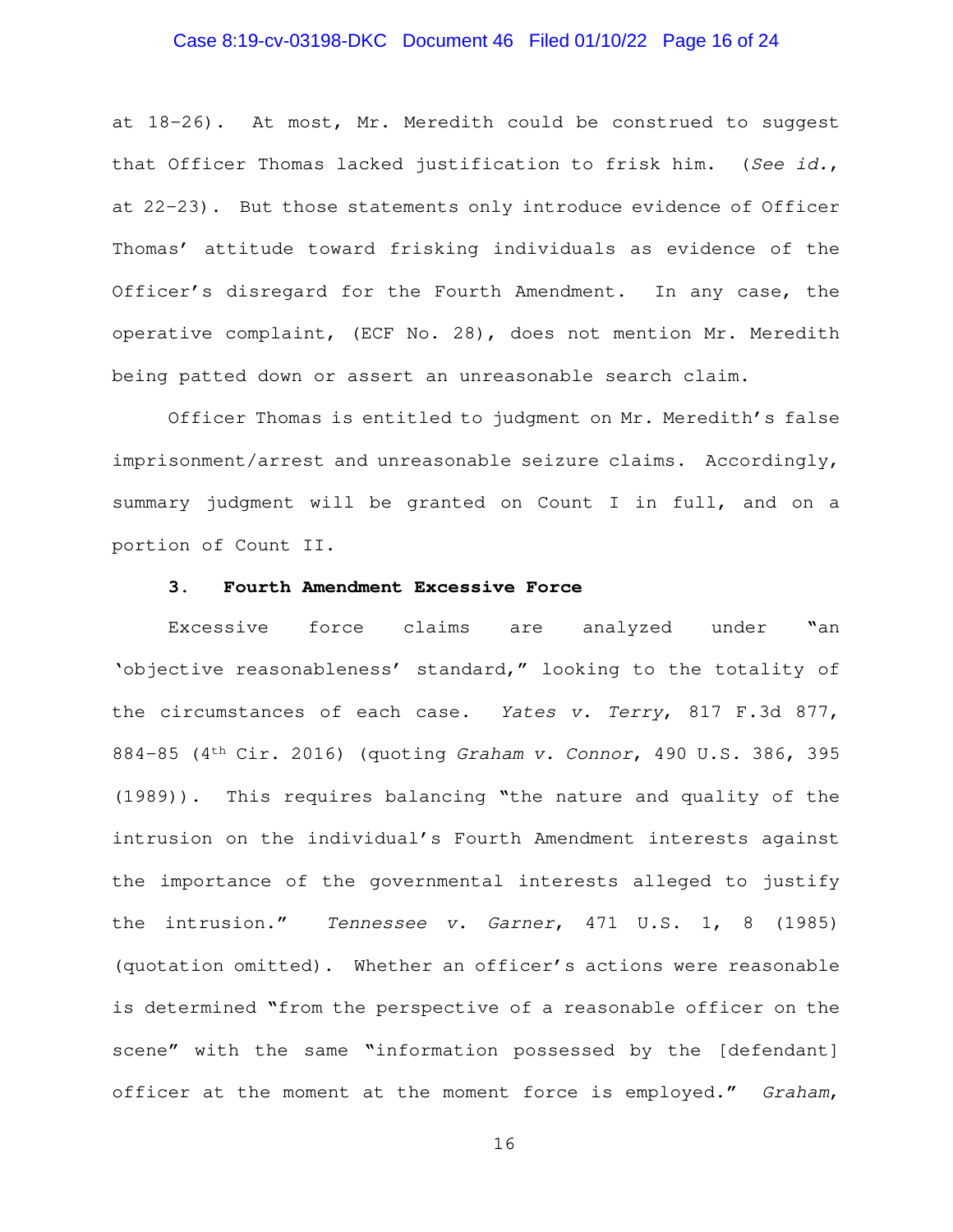at 18-26). At most, Mr. Meredith could be construed to suggest that Officer Thomas lacked justification to frisk him. (*See id.*, at 22-23). But those statements only introduce evidence of Officer Thomas' attitude toward frisking individuals as evidence of the Officer's disregard for the Fourth Amendment. In any case, the operative complaint, (ECF No. 28), does not mention Mr. Meredith being patted down or assert an unreasonable search claim.

Officer Thomas is entitled to judgment on Mr. Meredith's false imprisonment/arrest and unreasonable seizure claims. Accordingly, summary judgment will be granted on Count I in full, and on a portion of Count II.

**3. Fourth Amendment Excessive Force**

Excessive force claims are analyzed under "an 'objective reasonableness' standard," looking to the totality of the circumstances of each case. *Yates v. Terry*, 817 F.3d 877, 884-85 (4th Cir. 2016) (quoting *Graham v. Connor*, 490 U.S. 386, 395 (1989)). This requires balancing "the nature and quality of the intrusion on the individual's Fourth Amendment interests against the importance of the governmental interests alleged to justify the intrusion." *Tennessee v. Garner*, 471 U.S. 1, 8 (1985) (quotation omitted). Whether an officer's actions were reasonable is determined "from the perspective of a reasonable officer on the scene" with the same "information possessed by the [defendant] officer at the moment at the moment force is employed." *Graham*,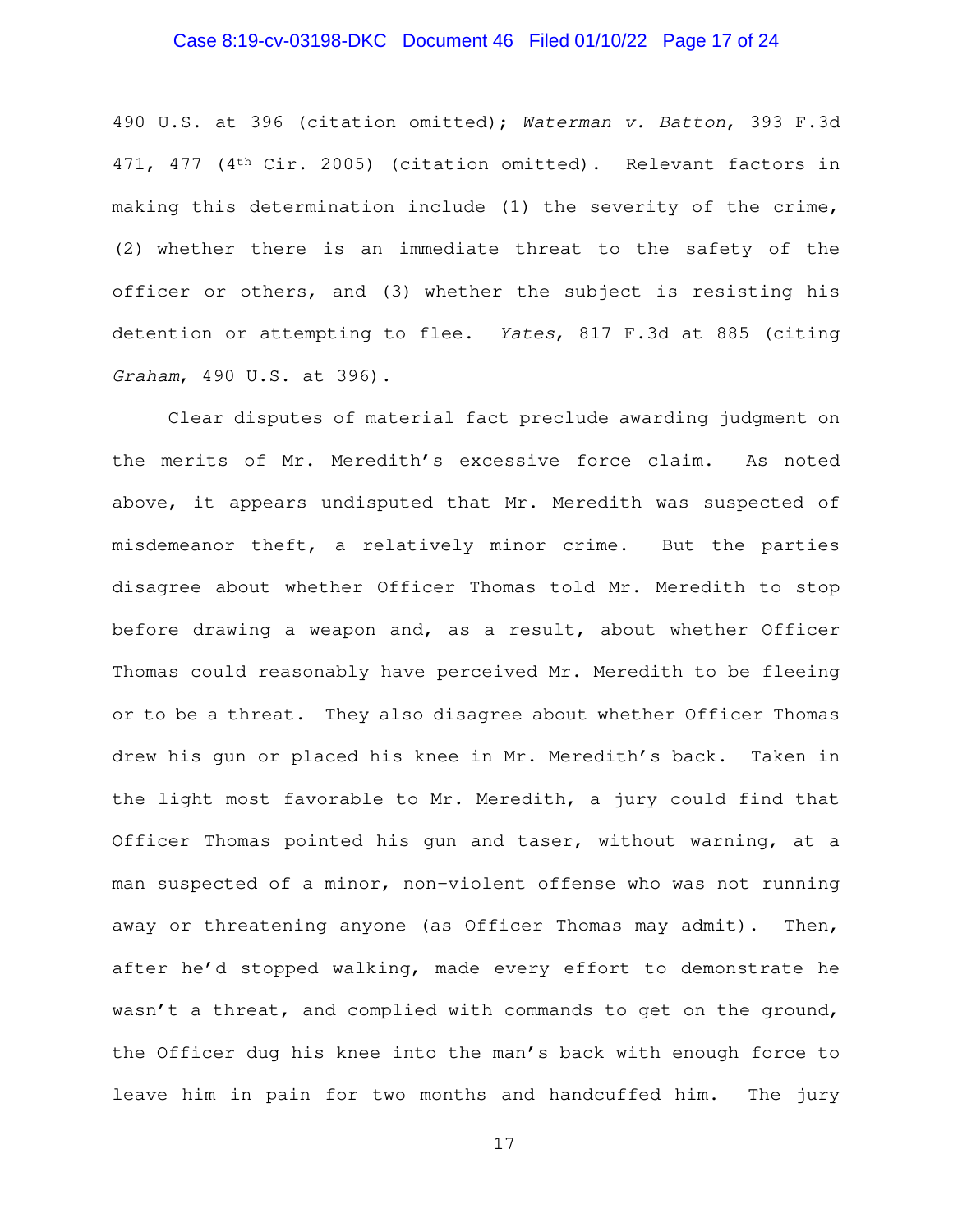490 U.S. at 396 (citation omitted); *Waterman v. Batton*, 393 F.3d 471, 477 (4th Cir. 2005) (citation omitted). Relevant factors in making this determination include (1) the severity of the crime, (2) whether there is an immediate threat to the safety of the officer or others, and (3) whether the subject is resisting his detention or attempting to flee. *Yates*, 817 F.3d at 885 (citing *Graham*, 490 U.S. at 396).

Clear disputes of material fact preclude awarding judgment on the merits of Mr. Meredith's excessive force claim. As noted above, it appears undisputed that Mr. Meredith was suspected of misdemeanor theft, a relatively minor crime. But the parties disagree about whether Officer Thomas told Mr. Meredith to stop before drawing a weapon and, as a result, about whether Officer Thomas could reasonably have perceived Mr. Meredith to be fleeing or to be a threat. They also disagree about whether Officer Thomas drew his gun or placed his knee in Mr. Meredith's back. Taken in the light most favorable to Mr. Meredith, a jury could find that Officer Thomas pointed his gun and taser, without warning, at a man suspected of a minor, non-violent offense who was not running away or threatening anyone (as Officer Thomas may admit). Then, after he'd stopped walking, made every effort to demonstrate he wasn't a threat, and complied with commands to get on the ground, the Officer dug his knee into the man's back with enough force to leave him in pain for two months and handcuffed him. The jury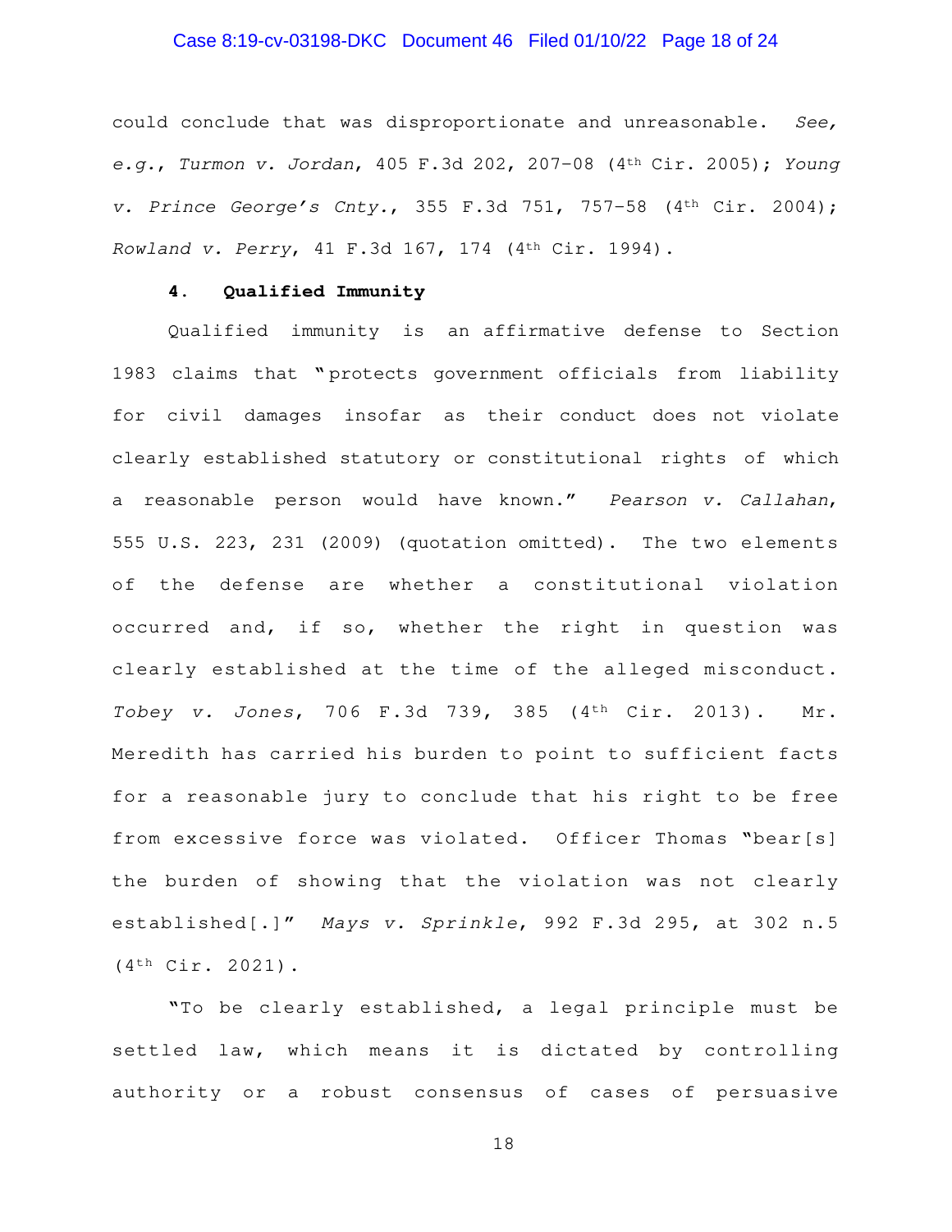could conclude that was disproportionate and unreasonable. *See, e.g.*, *Turmon v. Jordan*, 405 F.3d 202, 207-08 (4th Cir. 2005); *Young v. Prince George's Cnty.*, 355 F.3d 751, 757-58 (4th Cir. 2004); *Rowland v. Perry*, 41 F.3d 167, 174 (4th Cir. 1994).

**4. Qualified Immunity**

Qualified immunity is an affirmative defense to Section 1983 claims that "protects government officials from liability for civil damages insofar as their conduct does not violate clearly established statutory or constitutional rights of which a reasonable person would have known." *Pearson v. Callahan*, 555 U.S. 223, 231 (2009) (quotation omitted). The two elements of the defense are whether a constitutional violation occurred and, if so, whether the right in question was clearly established at the time of the alleged misconduct. *Tobey v. Jones*, 706 F.3d 739, 385 (4th Cir. 2013). Mr. Meredith has carried his burden to point to sufficient facts for a reasonable jury to conclude that his right to be free from excessive force was violated. Officer Thomas "bear[s] the burden of showing that the violation was not clearly established[.]" *Mays v. Sprinkle*, 992 F.3d 295, at 302 n.5 (4th Cir. 2021).

"To be clearly established, a legal principle must be settled law, which means it is dictated by controlling authority or a robust consensus of cases of persuasive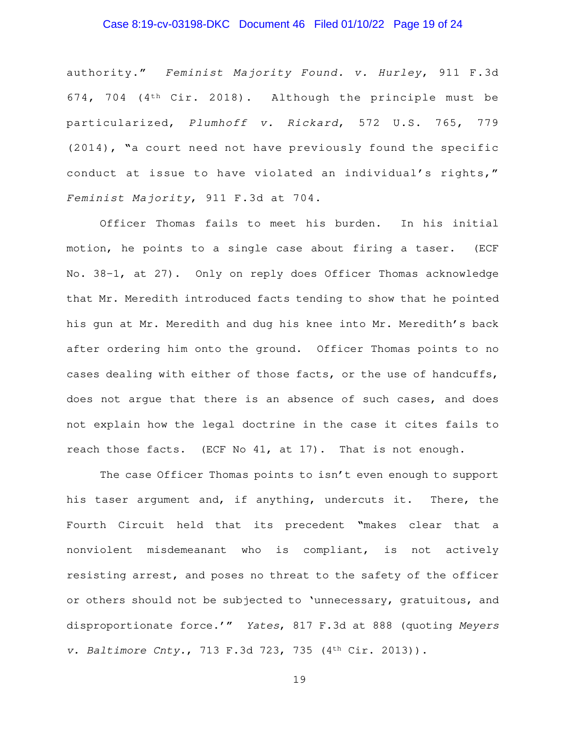authority." *Feminist Majority Found. v. Hurley*, 911 F.3d 674, 704 (4th Cir. 2018). Although the principle must be particularized, *Plumhoff v. Rickard*, 572 U.S. 765, 779 (2014), "a court need not have previously found the specific conduct at issue to have violated an individual's rights," *Feminist Majority*, 911 F.3d at 704.

Officer Thomas fails to meet his burden. In his initial motion, he points to a single case about firing a taser. (ECF No. 38-1, at 27). Only on reply does Officer Thomas acknowledge that Mr. Meredith introduced facts tending to show that he pointed his gun at Mr. Meredith and dug his knee into Mr. Meredith's back after ordering him onto the ground. Officer Thomas points to no cases dealing with either of those facts, or the use of handcuffs, does not argue that there is an absence of such cases, and does not explain how the legal doctrine in the case it cites fails to reach those facts. (ECF No 41, at 17). That is not enough.

The case Officer Thomas points to isn't even enough to support his taser argument and, if anything, undercuts it. There, the Fourth Circuit held that its precedent "makes clear that a nonviolent misdemeanant who is compliant, is not actively resisting arrest, and poses no threat to the safety of the officer or others should not be subjected to 'unnecessary, gratuitous, and disproportionate force.'" *Yates*, 817 F.3d at 888 (quoting *Meyers v. Baltimore Cnty.*, 713 F.3d 723, 735 (4th Cir. 2013)).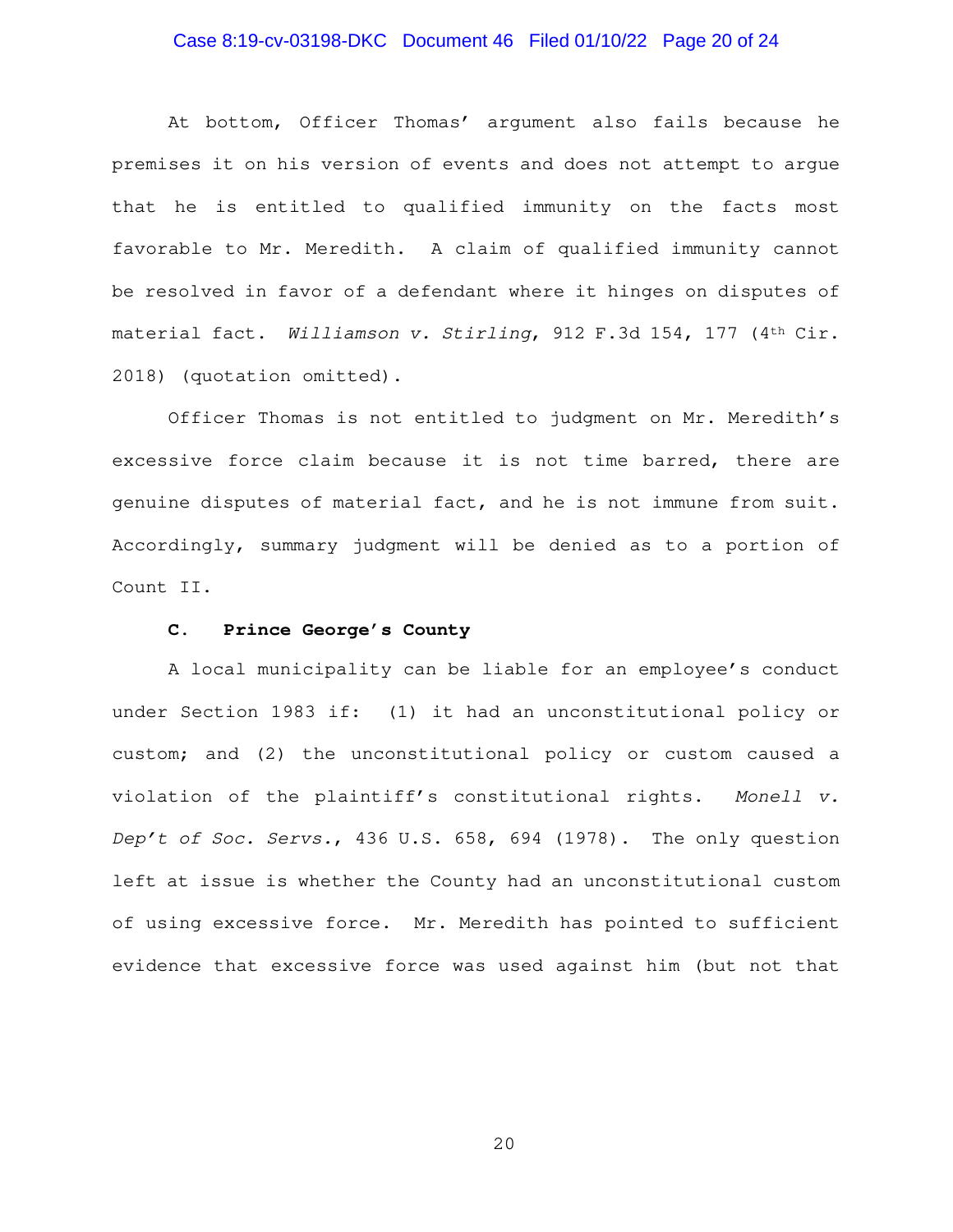At bottom, Officer Thomas' argument also fails because he premises it on his version of events and does not attempt to argue that he is entitled to qualified immunity on the facts most favorable to Mr. Meredith. A claim of qualified immunity cannot be resolved in favor of a defendant where it hinges on disputes of material fact. *Williamson v. Stirling*, 912 F.3d 154, 177 (4th Cir. 2018) (quotation omitted).

Officer Thomas is not entitled to judgment on Mr. Meredith's excessive force claim because it is not time barred, there are genuine disputes of material fact, and he is not immune from suit. Accordingly, summary judgment will be denied as to a portion of Count II.

### C. Prince George's County

A local municipality can be liable for an employee's conduct under Section 1983 if: (1) it had an unconstitutional policy or custom; and (2) the unconstitutional policy or custom caused a violation of the plaintiff's constitutional rights. *Monell v. Dep't of Soc. Servs.*, 436 U.S. 658, 694 (1978). The only question left at issue is whether the County had an unconstitutional custom of using excessive force. Mr. Meredith has pointed to sufficient evidence that excessive force was used against him (but not that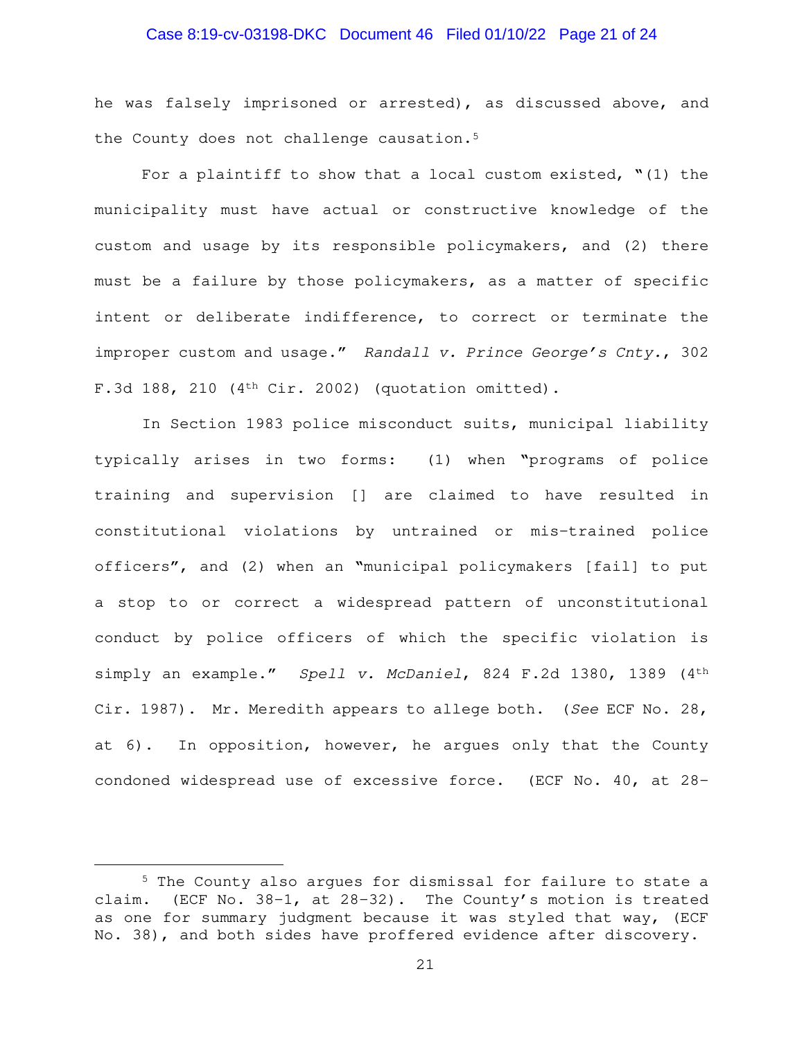he was falsely imprisoned or arrested), as discussed above, and the County does not challenge causation.[5]

For a plaintiff to show that a local custom existed, "(1) the municipality must have actual or constructive knowledge of the custom and usage by its responsible policymakers, and (2) there must be a failure by those policymakers, as a matter of specific intent or deliberate indifference, to correct or terminate the improper custom and usage." *Randall v. Prince George's Cnty.*, 302 F.3d 188, 210 (4th Cir. 2002) (quotation omitted).

In Section 1983 police misconduct suits, municipal liability typically arises in two forms: (1) when "programs of police training and supervision [] are claimed to have resulted in constitutional violations by untrained or mis-trained police officers", and (2) when an "municipal policymakers [fail] to put a stop to or correct a widespread pattern of unconstitutional conduct by police officers of which the specific violation is simply an example." *Spell v. McDaniel*, 824 F.2d 1380, 1389 (4th Cir. 1987). Mr. Meredith appears to allege both. (*See* ECF No. 28, at 6). In opposition, however, he argues only that the County condoned widespread use of excessive force. (ECF No. 40, at 28-

---

[5] The County also argues for dismissal for failure to state a claim. (ECF No. 38-1, at 28-32). The County's motion is treated as one for summary judgment because it was styled that way, (ECF No. 38), and both sides have proffered evidence after discovery.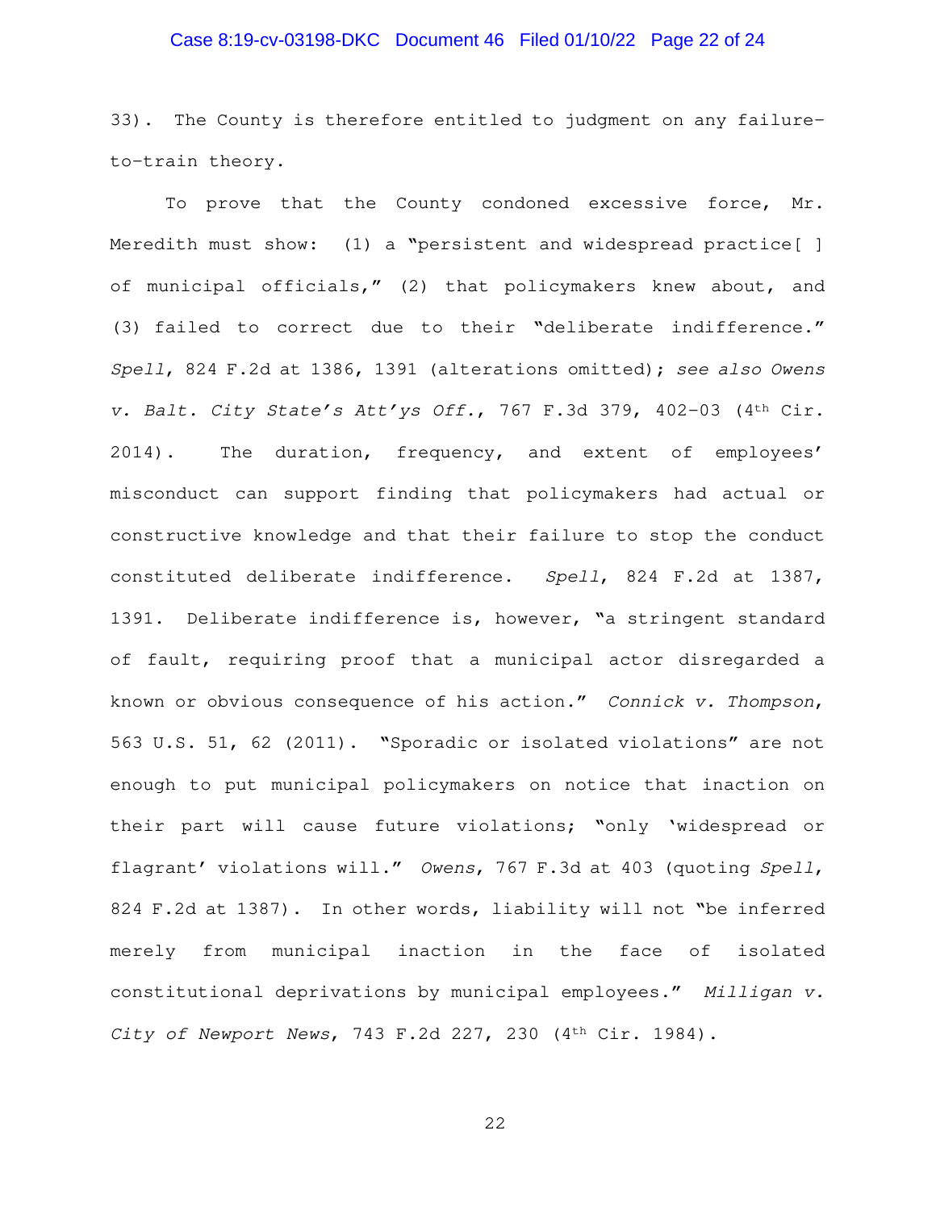33). The County is therefore entitled to judgment on any failure-to-train theory.

To prove that the County condoned excessive force, Mr. Meredith must show: (1) a "persistent and widespread practice[ ] of municipal officials," (2) that policymakers knew about, and (3) failed to correct due to their "deliberate indifference." *Spell*, 824 F.2d at 1386, 1391 (alterations omitted); *see also Owens v. Balt. City State's Att'ys Off.*, 767 F.3d 379, 402-03 (4th Cir. 2014). The duration, frequency, and extent of employees' misconduct can support finding that policymakers had actual or constructive knowledge and that their failure to stop the conduct constituted deliberate indifference. *Spell*, 824 F.2d at 1387, 1391. Deliberate indifference is, however, "a stringent standard of fault, requiring proof that a municipal actor disregarded a known or obvious consequence of his action." *Connick v. Thompson*, 563 U.S. 51, 62 (2011). "Sporadic or isolated violations" are not enough to put municipal policymakers on notice that inaction on their part will cause future violations; "only 'widespread or flagrant' violations will." *Owens*, 767 F.3d at 403 (quoting *Spell*, 824 F.2d at 1387). In other words, liability will not "be inferred merely from municipal inaction in the face of isolated constitutional deprivations by municipal employees." *Milligan v. City of Newport News*, 743 F.2d 227, 230 (4th Cir. 1984).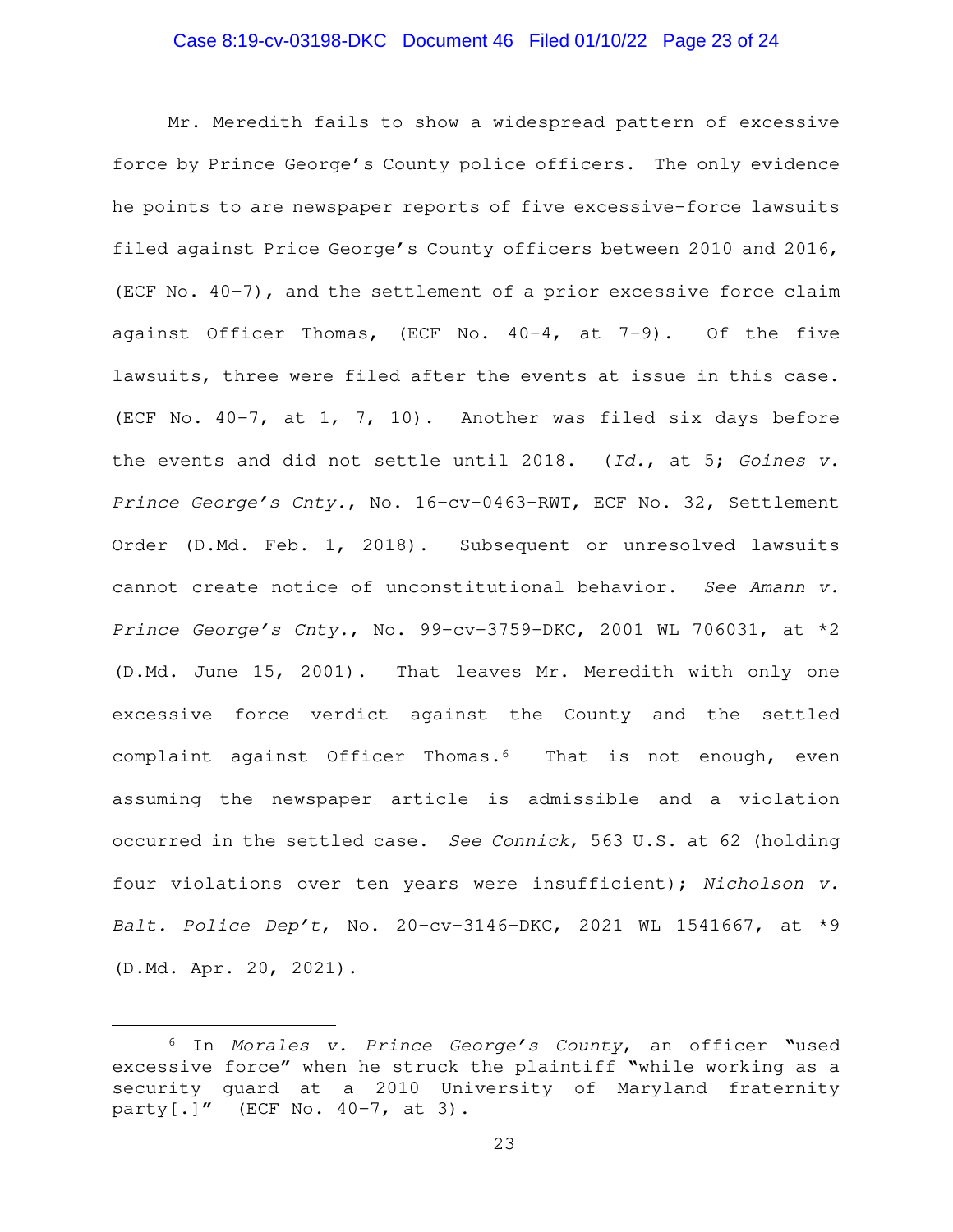Mr. Meredith fails to show a widespread pattern of excessive force by Prince George's County police officers. The only evidence he points to are newspaper reports of five excessive-force lawsuits filed against Price George's County officers between 2010 and 2016, (ECF No. 40-7), and the settlement of a prior excessive force claim against Officer Thomas, (ECF No. 40-4, at 7-9). Of the five lawsuits, three were filed after the events at issue in this case. (ECF No. 40-7, at 1, 7, 10). Another was filed six days before the events and did not settle until 2018. (*Id.*, at 5; *Goines v. Prince George's Cnty.*, No. 16-cv-0463-RWT, ECF No. 32, Settlement Order (D.Md. Feb. 1, 2018). Subsequent or unresolved lawsuits cannot create notice of unconstitutional behavior. *See Amann v. Prince George's Cnty.*, No. 99-cv-3759-DKC, 2001 WL 706031, at *2 (D.Md. June 15, 2001). That leaves Mr. Meredith with only one excessive force verdict against the County and the settled complaint against Officer Thomas.[6] That is not enough, even assuming the newspaper article is admissible and a violation occurred in the settled case. *See Connick*, 563 U.S. at 62 (holding four violations over ten years were insufficient); *Nicholson v. Balt. Police Dep't*, No. 20-cv-3146-DKC, 2021 WL 1541667, at *9 (D.Md. Apr. 20, 2021).

---

[6] In *Morales v. Prince George's County*, an officer "used excessive force" when he struck the plaintiff "while working as a security guard at a 2010 University of Maryland fraternity party[.]" (ECF No. 40-7, at 3).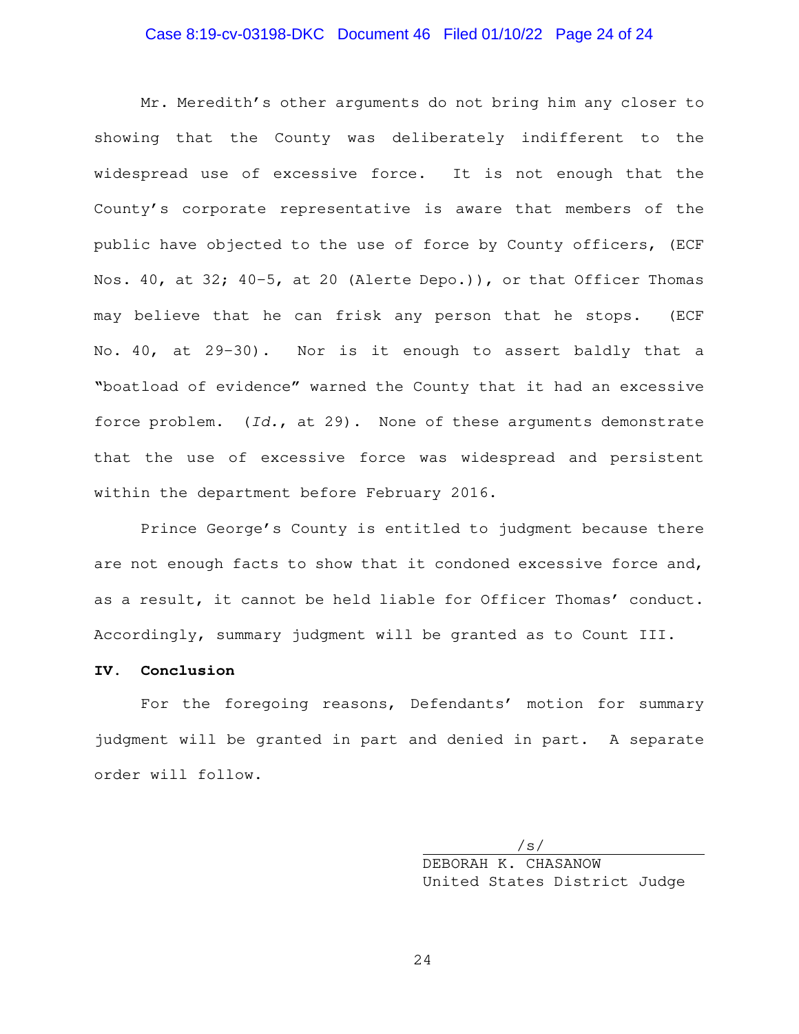Mr. Meredith's other arguments do not bring him any closer to showing that the County was deliberately indifferent to the widespread use of excessive force. It is not enough that the County's corporate representative is aware that members of the public have objected to the use of force by County officers, (ECF Nos. 40, at 32; 40-5, at 20 (Alerte Depo.)), or that Officer Thomas may believe that he can frisk any person that he stops. (ECF No. 40, at 29-30). Nor is it enough to assert baldly that a "boatload of evidence" warned the County that it had an excessive force problem. (*Id.*, at 29). None of these arguments demonstrate that the use of excessive force was widespread and persistent within the department before February 2016.

Prince George's County is entitled to judgment because there are not enough facts to show that it condoned excessive force and, as a result, it cannot be held liable for Officer Thomas' conduct. Accordingly, summary judgment will be granted as to Count III.

**IV. Conclusion**

For the foregoing reasons, Defendants' motion for summary judgment will be granted in part and denied in part. A separate order will follow.

/s/
DEBORAH K. CHASANOW
United States District Judge